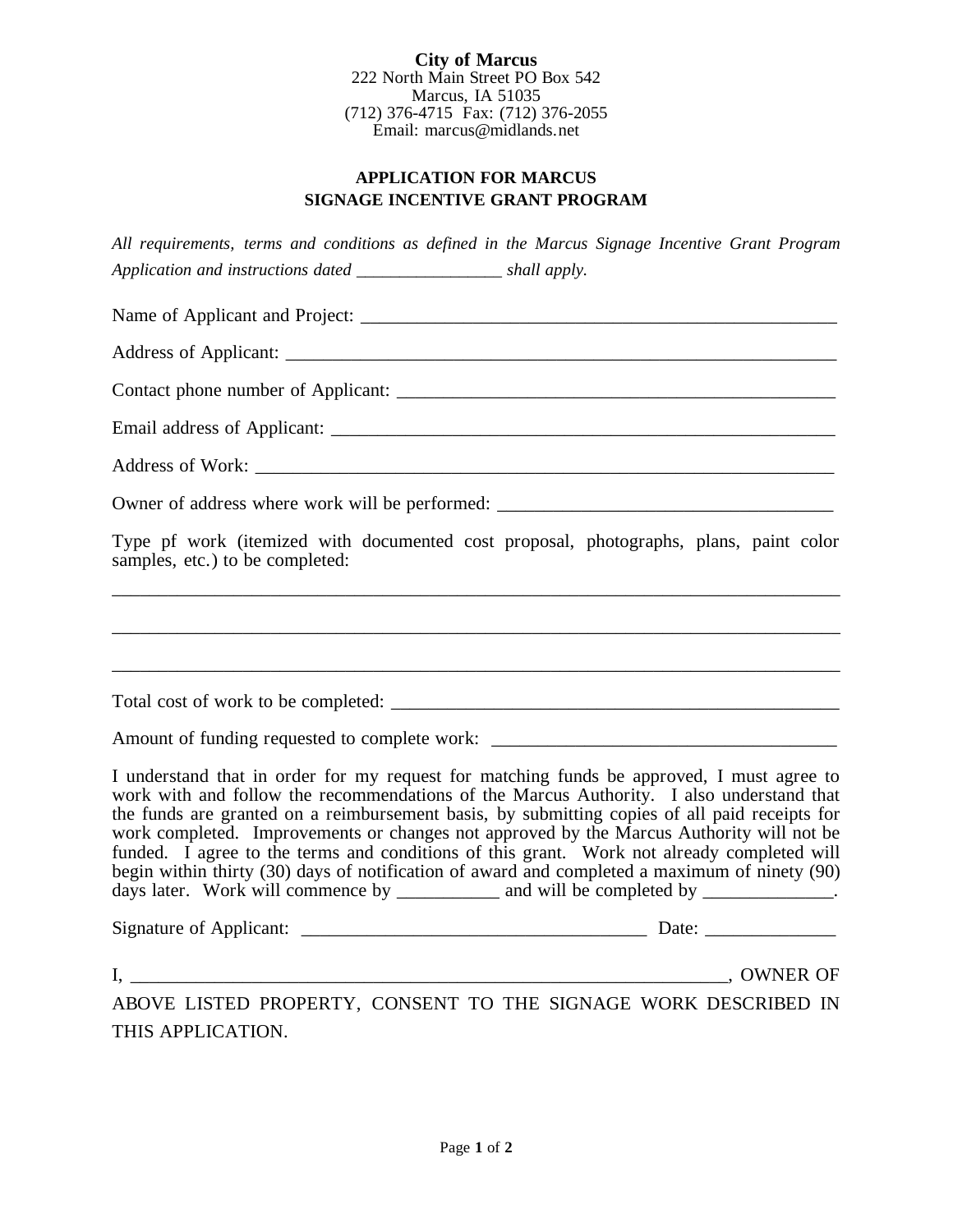**City of Marcus**
222 North Main Street PO Box 542
Marcus, IA 51035
(712) 376-4715 Fax: (712) 376-2055
Email: marcus@midlands.net

## APPLICATION FOR MARCUS SIGNAGE INCENTIVE GRANT PROGRAM

*All requirements, terms and conditions as defined in the Marcus Signage Incentive Grant Program Application and instructions dated ________________ shall apply.*

Name of Applicant and Project: ____________________________________________________

Address of Applicant: _________________________________________________________

Contact phone number of Applicant: _______________________________________________

Email address of Applicant: ____________________________________________________

Address of Work: ____________________________________________________________

Owner of address where work will be performed: ___________________________________

Type pf work (itemized with documented cost proposal, photographs, plans, paint color samples, etc.) to be completed:

______________________________________________________________________________

______________________________________________________________________________

______________________________________________________________________________

Total cost of work to be completed: _______________________________________________

Amount of funding requested to complete work: ____________________________________

I understand that in order for my request for matching funds be approved, I must agree to work with and follow the recommendations of the Marcus Authority. I also understand that the funds are granted on a reimbursement basis, by submitting copies of all paid receipts for work completed. Improvements or changes not approved by the Marcus Authority will not be funded. I agree to the terms and conditions of this grant. Work not already completed will begin within thirty (30) days of notification of award and completed a maximum of ninety (90) days later. Work will commence by ___________ and will be completed by ______________.

Signature of Applicant: ____________________________________ Date: ______________

I, _________________________________________________________________, OWNER OF ABOVE LISTED PROPERTY, CONSENT TO THE SIGNAGE WORK DESCRIBED IN THIS APPLICATION.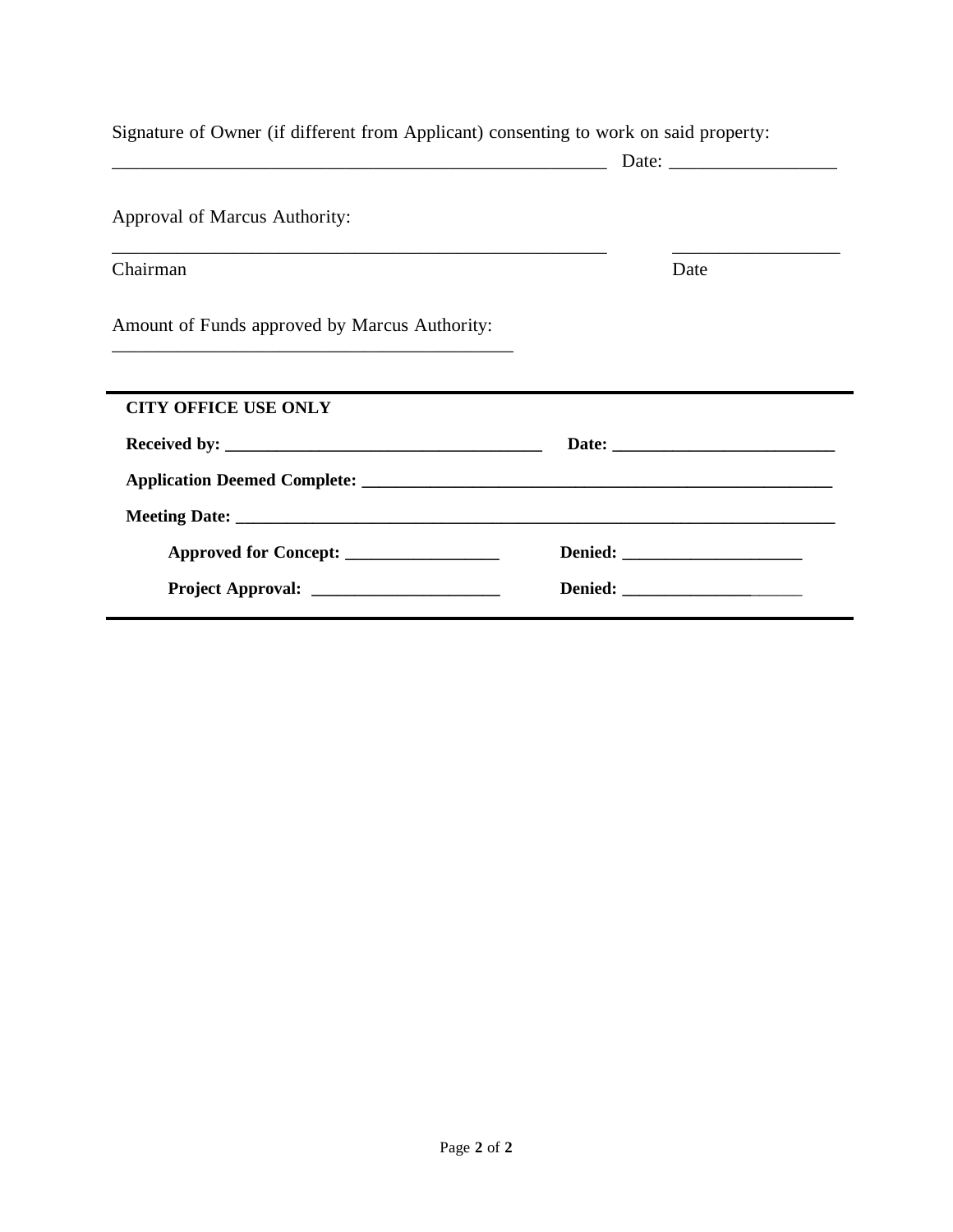Signature of Owner (if different from Applicant) consenting to work on said property:

_______________________________________________________ Date: _________________

Approval of Marcus Authority:

_______________________________________________________ _________________

Chairman Date

Amount of Funds approved by Marcus Authority:

_____________________________________________

---

**CITY OFFICE USE ONLY**

**Received by: ___________________________________ Date: ________________________**

**Application Deemed Complete: _____________________________________________________**

**Meeting Date: _______________________________________________________________**

**Approved for Concept: _________________ Denied: ____________________**

**Project Approval: _____________________ Denied: ____________________**

---